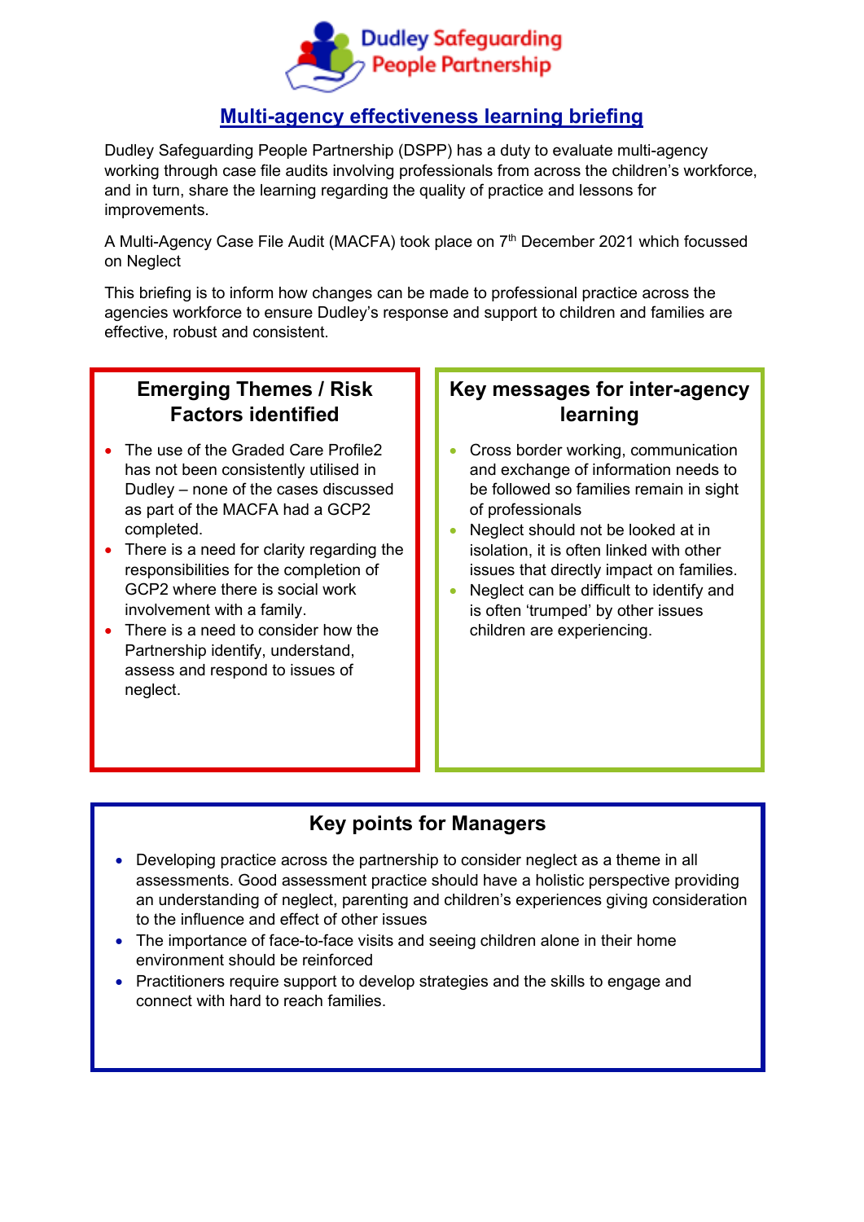Dudley Safeguarding People Partnership

# Multi-agency effectiveness learning briefing

Dudley Safeguarding People Partnership (DSPP) has a duty to evaluate multi-agency working through case file audits involving professionals from across the children's workforce, and in turn, share the learning regarding the quality of practice and lessons for improvements.

A Multi-Agency Case File Audit (MACFA) took place on 7th December 2021 which focussed on Neglect

This briefing is to inform how changes can be made to professional practice across the agencies workforce to ensure Dudley's response and support to children and families are effective, robust and consistent.

## Emerging Themes / Risk Factors identified

- The use of the Graded Care Profile2 has not been consistently utilised in Dudley – none of the cases discussed as part of the MACFA had a GCP2 completed.
- There is a need for clarity regarding the responsibilities for the completion of GCP2 where there is social work involvement with a family.
- There is a need to consider how the Partnership identify, understand, assess and respond to issues of neglect.

## Key messages for inter-agency learning

- Cross border working, communication and exchange of information needs to be followed so families remain in sight of professionals
- Neglect should not be looked at in isolation, it is often linked with other issues that directly impact on families.
- Neglect can be difficult to identify and is often 'trumped' by other issues children are experiencing.

## Key points for Managers

- Developing practice across the partnership to consider neglect as a theme in all assessments. Good assessment practice should have a holistic perspective providing an understanding of neglect, parenting and children's experiences giving consideration to the influence and effect of other issues
- The importance of face-to-face visits and seeing children alone in their home environment should be reinforced
- Practitioners require support to develop strategies and the skills to engage and connect with hard to reach families.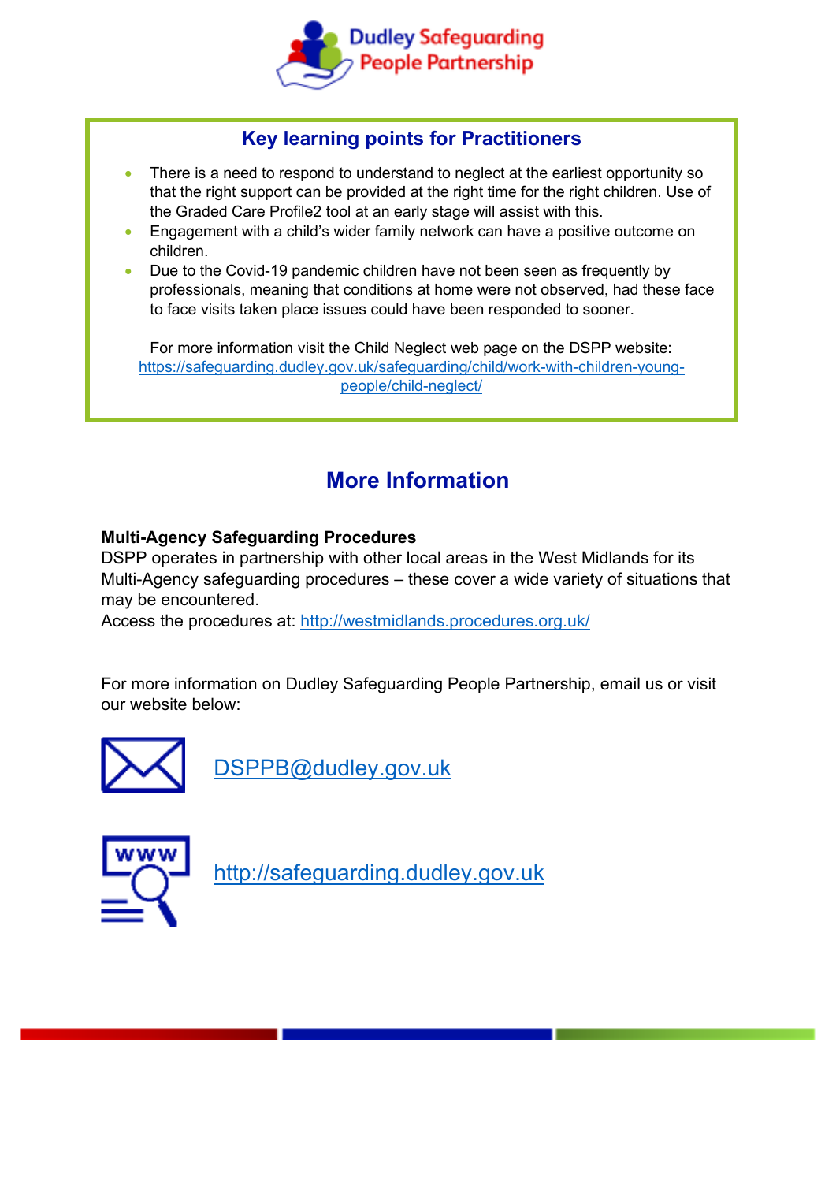## Key learning points for Practitioners

- There is a need to respond to understand to neglect at the earliest opportunity so that the right support can be provided at the right time for the right children. Use of the Graded Care Profile2 tool at an early stage will assist with this.
- Engagement with a child's wider family network can have a positive outcome on children.
- Due to the Covid-19 pandemic children have not been seen as frequently by professionals, meaning that conditions at home were not observed, had these face to face visits taken place issues could have been responded to sooner.

For more information visit the Child Neglect web page on the DSPP website: https://safeguarding.dudley.gov.uk/safeguarding/child/work-with-children-young-people/child-neglect/

## More Information

**Multi-Agency Safeguarding Procedures**

DSPP operates in partnership with other local areas in the West Midlands for its Multi-Agency safeguarding procedures – these cover a wide variety of situations that may be encountered.
Access the procedures at: http://westmidlands.procedures.org.uk/

For more information on Dudley Safeguarding People Partnership, email us or visit our website below:

DSPPB@dudley.gov.uk

http://safeguarding.dudley.gov.uk